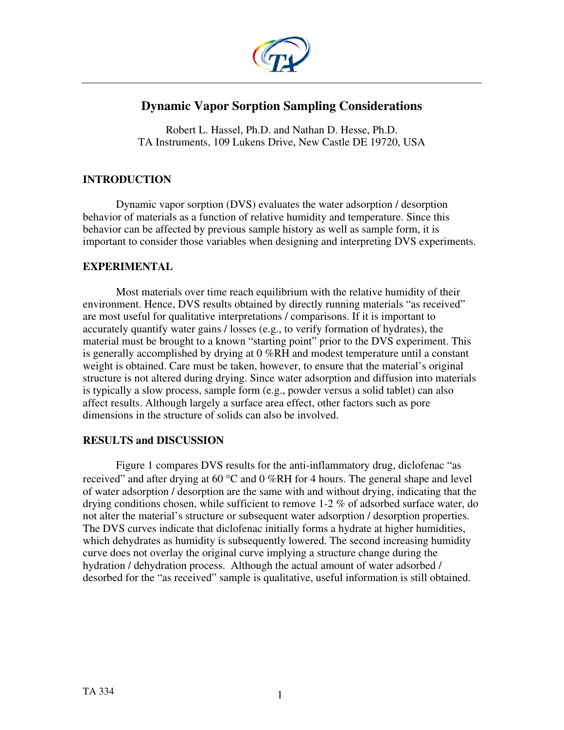# Dynamic Vapor Sorption Sampling Considerations

Robert L. Hassel, Ph.D. and Nathan D. Hesse, Ph.D.
TA Instruments, 109 Lukens Drive, New Castle DE 19720, USA

## INTRODUCTION

Dynamic vapor sorption (DVS) evaluates the water adsorption / desorption behavior of materials as a function of relative humidity and temperature. Since this behavior can be affected by previous sample history as well as sample form, it is important to consider those variables when designing and interpreting DVS experiments.

## EXPERIMENTAL

Most materials over time reach equilibrium with the relative humidity of their environment. Hence, DVS results obtained by directly running materials "as received" are most useful for qualitative interpretations / comparisons. If it is important to accurately quantify water gains / losses (e.g., to verify formation of hydrates), the material must be brought to a known "starting point" prior to the DVS experiment. This is generally accomplished by drying at 0 %RH and modest temperature until a constant weight is obtained. Care must be taken, however, to ensure that the material's original structure is not altered during drying. Since water adsorption and diffusion into materials is typically a slow process, sample form (e.g., powder versus a solid tablet) can also affect results. Although largely a surface area effect, other factors such as pore dimensions in the structure of solids can also be involved.

## RESULTS and DISCUSSION

Figure 1 compares DVS results for the anti-inflammatory drug, diclofenac "as received" and after drying at 60 °C and 0 %RH for 4 hours. The general shape and level of water adsorption / desorption are the same with and without drying, indicating that the drying conditions chosen, while sufficient to remove 1-2 % of adsorbed surface water, do not alter the material's structure or subsequent water adsorption / desorption properties. The DVS curves indicate that diclofenac initially forms a hydrate at higher humidities, which dehydrates as humidity is subsequently lowered. The second increasing humidity curve does not overlay the original curve implying a structure change during the hydration / dehydration process. Although the actual amount of water adsorbed / desorbed for the "as received" sample is qualitative, useful information is still obtained.

TA 334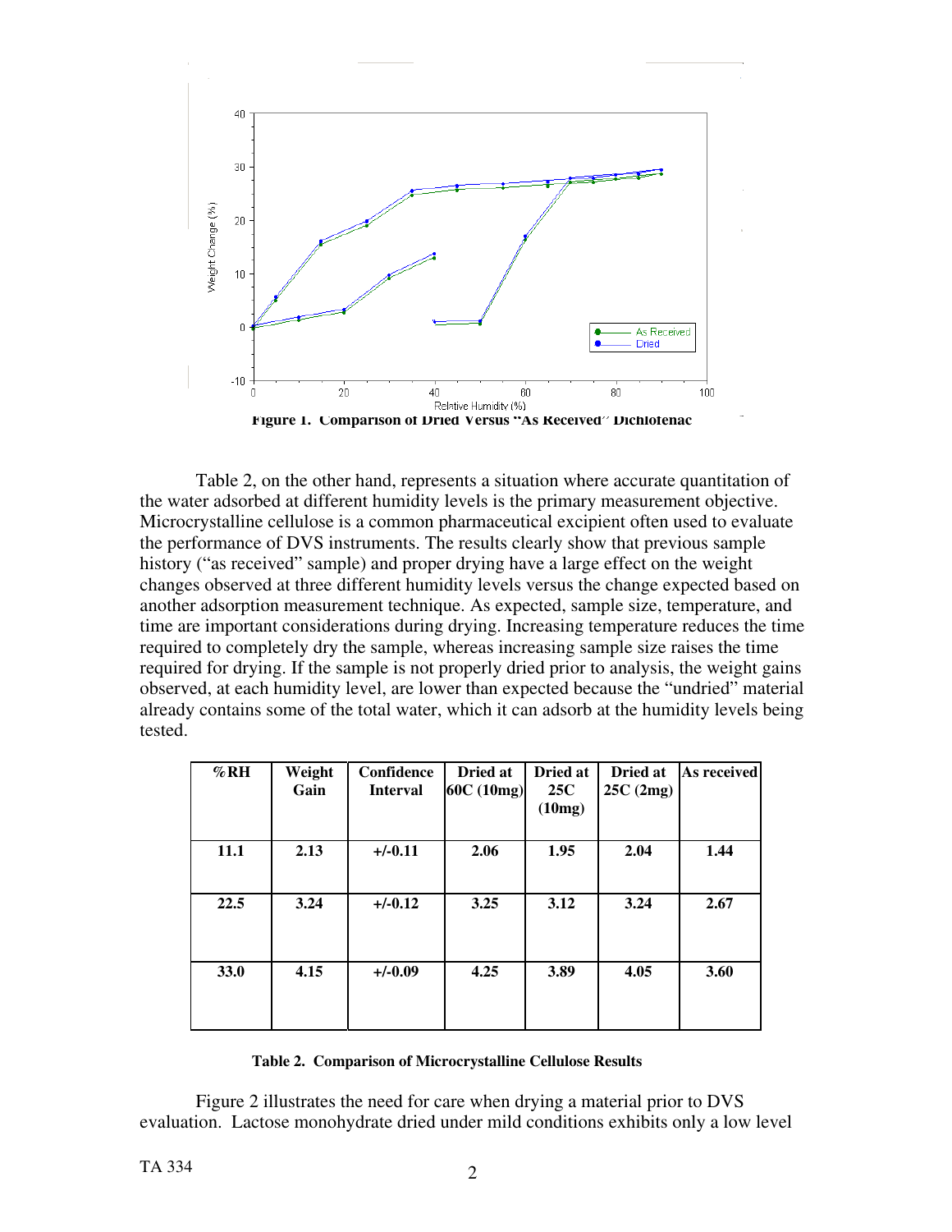Figure 1. Comparison of Dried Versus "As Received" Dichlofenac

Table 2, on the other hand, represents a situation where accurate quantitation of the water adsorbed at different humidity levels is the primary measurement objective. Microcrystalline cellulose is a common pharmaceutical excipient often used to evaluate the performance of DVS instruments. The results clearly show that previous sample history ("as received" sample) and proper drying have a large effect on the weight changes observed at three different humidity levels versus the change expected based on another adsorption measurement technique. As expected, sample size, temperature, and time are important considerations during drying. Increasing temperature reduces the time required to completely dry the sample, whereas increasing sample size raises the time required for drying. If the sample is not properly dried prior to analysis, the weight gains observed, at each humidity level, are lower than expected because the "undried" material already contains some of the total water, which it can adsorb at the humidity levels being tested.

| %RH | Weight Gain | Confidence Interval | Dried at 60C (10mg) | Dried at 25C (10mg) | Dried at 25C (2mg) | As received |
|---|---|---|---|---|---|---|
| **11.1** | **2.13** | **+/-0.11** | **2.06** | **1.95** | **2.04** | **1.44** |
| **22.5** | **3.24** | **+/-0.12** | **3.25** | **3.12** | **3.24** | **2.67** |
| **33.0** | **4.15** | **+/-0.09** | **4.25** | **3.89** | **4.05** | **3.60** |

**Table 2. Comparison of Microcrystalline Cellulose Results**

Figure 2 illustrates the need for care when drying a material prior to DVS evaluation. Lactose monohydrate dried under mild conditions exhibits only a low level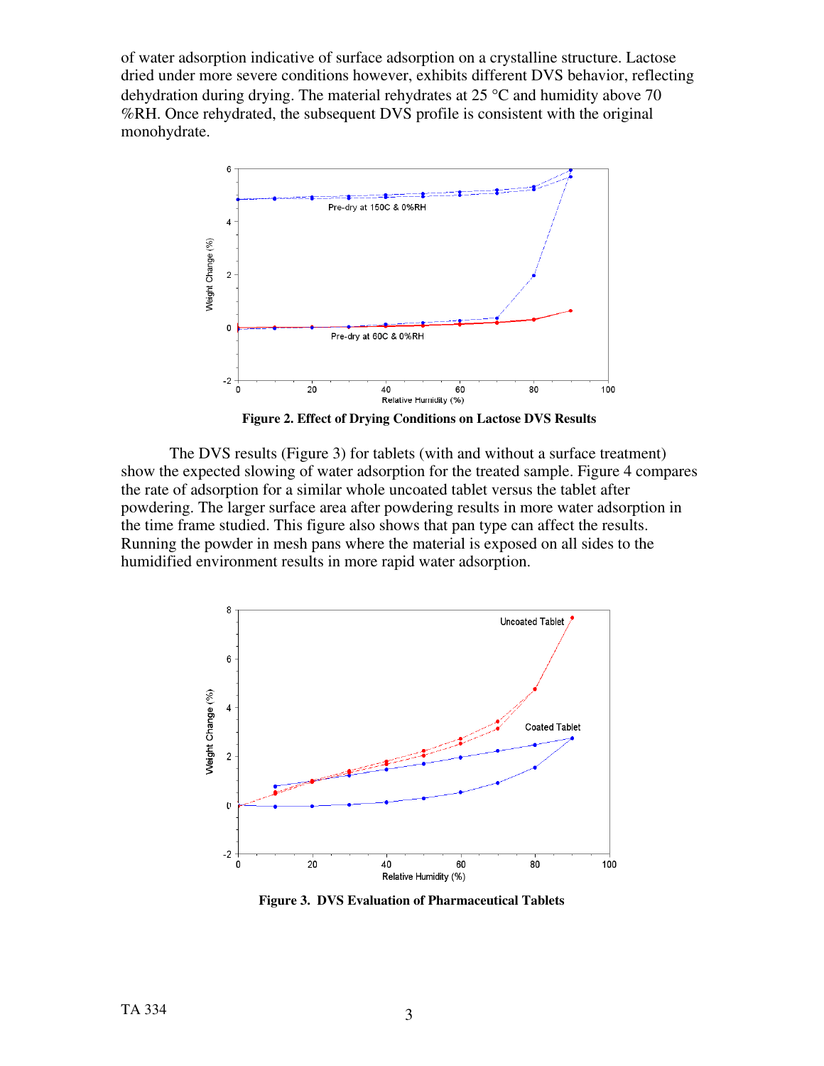of water adsorption indicative of surface adsorption on a crystalline structure. Lactose dried under more severe conditions however, exhibits different DVS behavior, reflecting dehydration during drying. The material rehydrates at 25 °C and humidity above 70 %RH. Once rehydrated, the subsequent DVS profile is consistent with the original monohydrate.

**Figure 2. Effect of Drying Conditions on Lactose DVS Results**

The DVS results (Figure 3) for tablets (with and without a surface treatment) show the expected slowing of water adsorption for the treated sample. Figure 4 compares the rate of adsorption for a similar whole uncoated tablet versus the tablet after powdering. The larger surface area after powdering results in more water adsorption in the time frame studied. This figure also shows that pan type can affect the results. Running the powder in mesh pans where the material is exposed on all sides to the humidified environment results in more rapid water adsorption.

**Figure 3. DVS Evaluation of Pharmaceutical Tablets**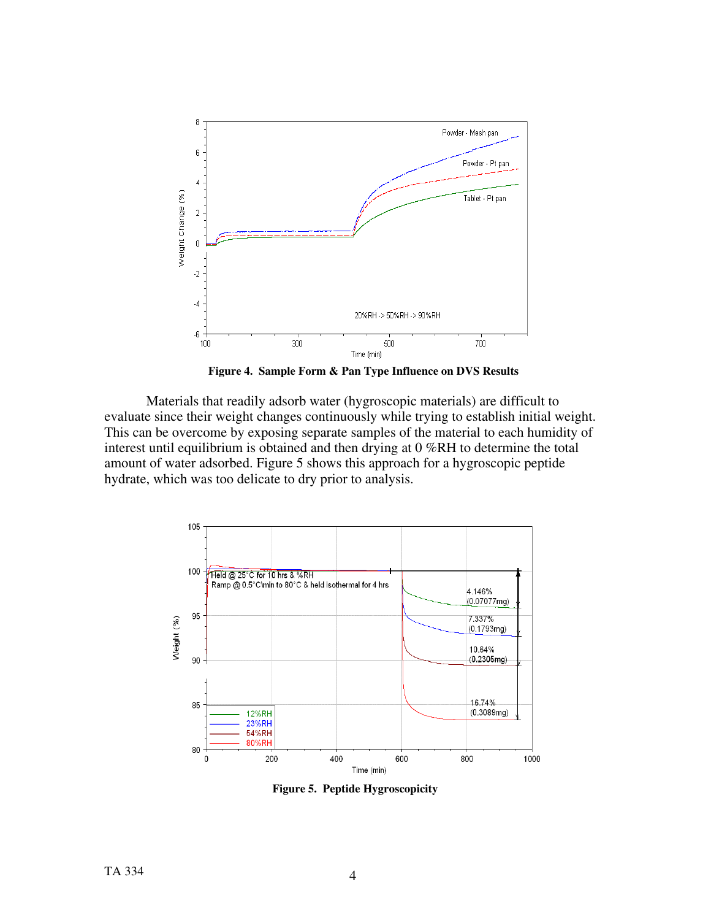**Figure 4. Sample Form & Pan Type Influence on DVS Results**

Materials that readily adsorb water (hygroscopic materials) are difficult to evaluate since their weight changes continuously while trying to establish initial weight. This can be overcome by exposing separate samples of the material to each humidity of interest until equilibrium is obtained and then drying at 0 %RH to determine the total amount of water adsorbed. Figure 5 shows this approach for a hygroscopic peptide hydrate, which was too delicate to dry prior to analysis.

**Figure 5. Peptide Hygroscopicity**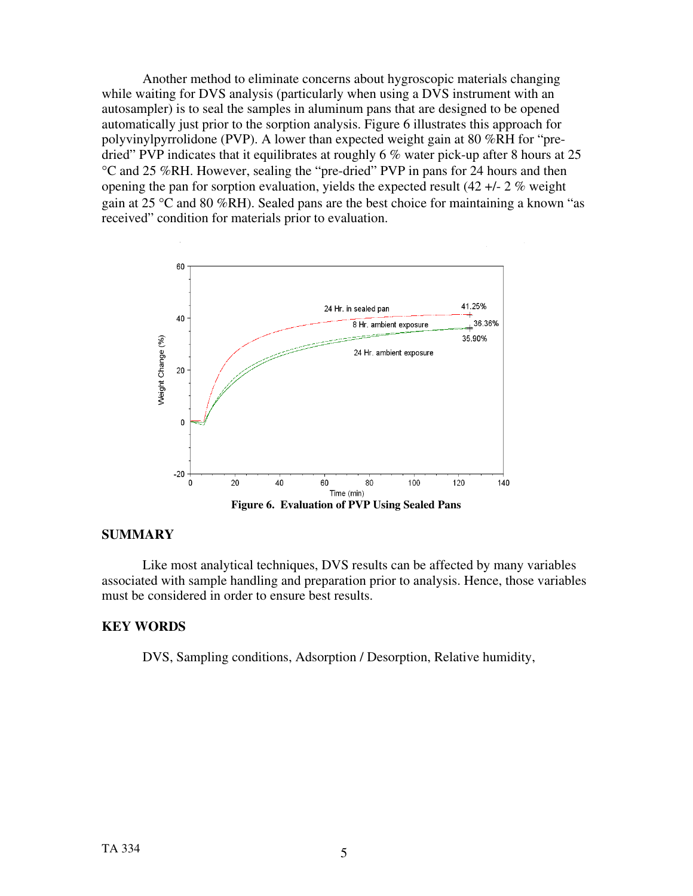Another method to eliminate concerns about hygroscopic materials changing while waiting for DVS analysis (particularly when using a DVS instrument with an autosampler) is to seal the samples in aluminum pans that are designed to be opened automatically just prior to the sorption analysis. Figure 6 illustrates this approach for polyvinylpyrrolidone (PVP). A lower than expected weight gain at 80 %RH for "pre-dried" PVP indicates that it equilibrates at roughly 6 % water pick-up after 8 hours at 25 °C and 25 %RH. However, sealing the "pre-dried" PVP in pans for 24 hours and then opening the pan for sorption evaluation, yields the expected result (42 +/- 2 % weight gain at 25 °C and 80 %RH). Sealed pans are the best choice for maintaining a known "as received" condition for materials prior to evaluation.

**Figure 6. Evaluation of PVP Using Sealed Pans**

## SUMMARY

Like most analytical techniques, DVS results can be affected by many variables associated with sample handling and preparation prior to analysis. Hence, those variables must be considered in order to ensure best results.

## KEY WORDS

DVS, Sampling conditions, Adsorption / Desorption, Relative humidity,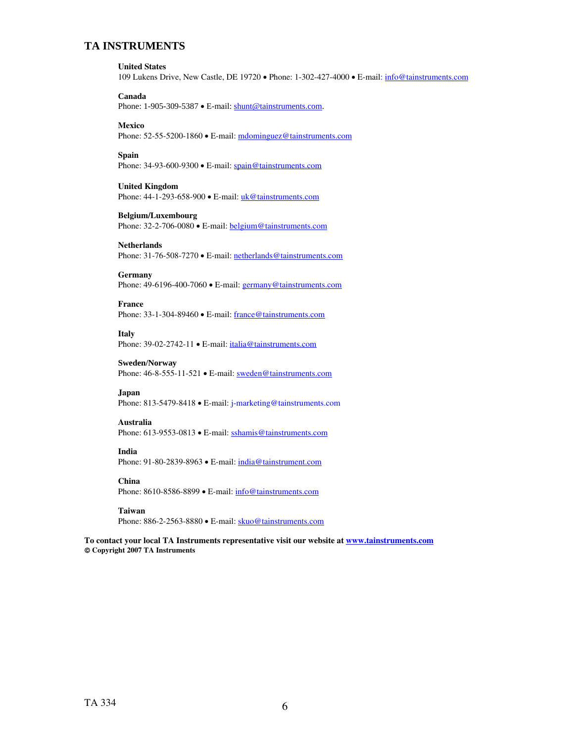## TA INSTRUMENTS

**United States**
109 Lukens Drive, New Castle, DE 19720 • Phone: 1-302-427-4000 • E-mail: info@tainstruments.com

**Canada**
Phone: 1-905-309-5387 • E-mail: shunt@tainstruments.com.

**Mexico**
Phone: 52-55-5200-1860 • E-mail: mdominguez@tainstruments.com

**Spain**
Phone: 34-93-600-9300 • E-mail: spain@tainstruments.com

**United Kingdom**
Phone: 44-1-293-658-900 • E-mail: uk@tainstruments.com

**Belgium/Luxembourg**
Phone: 32-2-706-0080 • E-mail: belgium@tainstruments.com

**Netherlands**
Phone: 31-76-508-7270 • E-mail: netherlands@tainstruments.com

**Germany**
Phone: 49-6196-400-7060 • E-mail: germany@tainstruments.com

**France**
Phone: 33-1-304-89460 • E-mail: france@tainstruments.com

**Italy**
Phone: 39-02-2742-11 • E-mail: italia@tainstruments.com

**Sweden/Norway**
Phone: 46-8-555-11-521 • E-mail: sweden@tainstruments.com

**Japan**
Phone: 813-5479-8418 • E-mail: j-marketing@tainstruments.com

**Australia**
Phone: 613-9553-0813 • E-mail: sshamis@tainstruments.com

**India**
Phone: 91-80-2839-8963 • E-mail: india@tainstrument.com

**China**
Phone: 8610-8586-8899 • E-mail: info@tainstruments.com

**Taiwan**
Phone: 886-2-2563-8880 • E-mail: skuo@tainstruments.com

**To contact your local TA Instruments representative visit our website at www.tainstruments.com**
**© Copyright 2007 TA Instruments**

TA 334